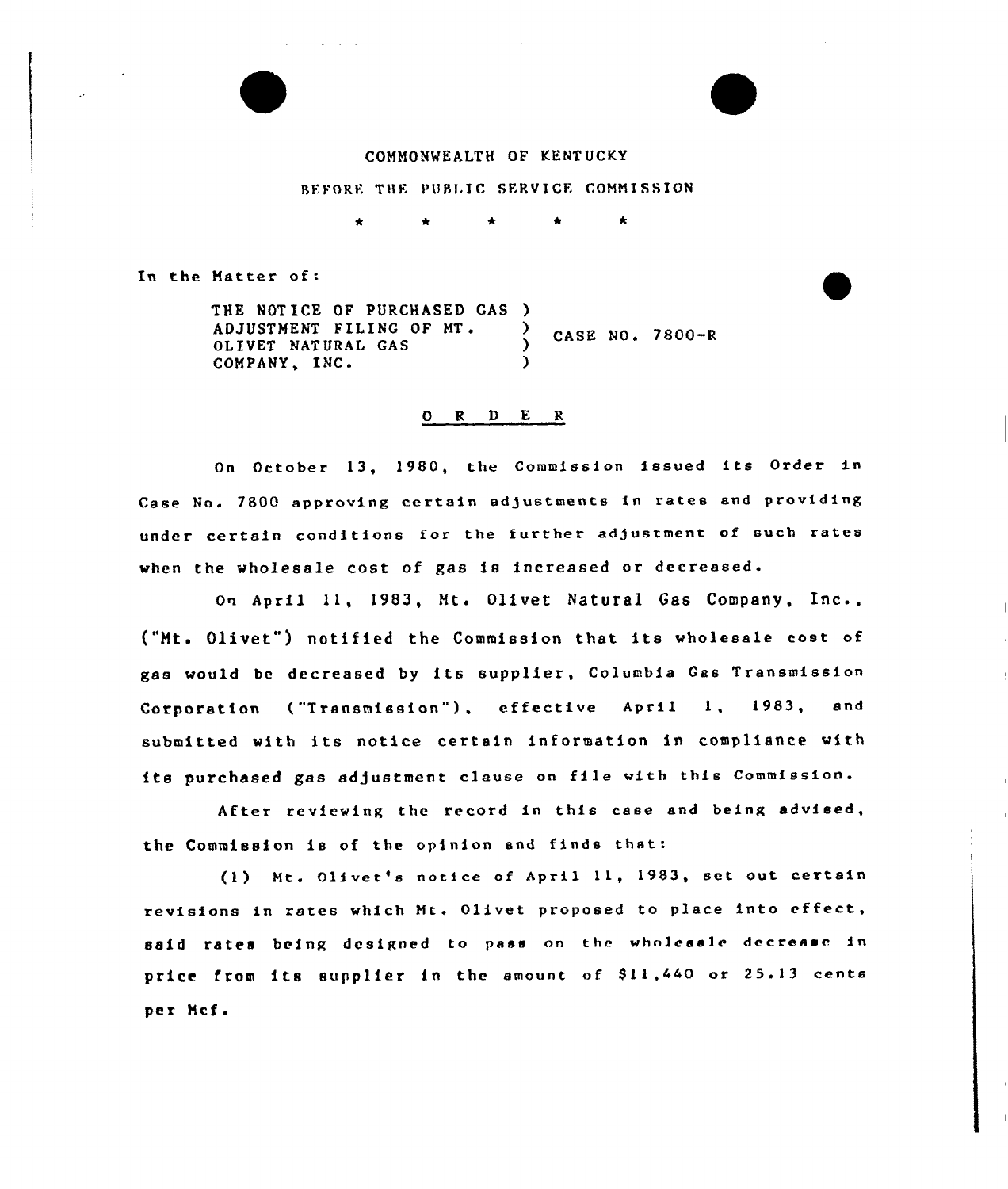COMMONWEALTH OF KENTUCKY

BEFORE THE PUBLIC SERVICE COMMISSION

\* \* \* \* \*

In the Matter of:

THE NOTICE OF PURCHASED GAS )
ADJUSTMENT FILING OF MT. ) CASE NO. 7800-R
OLIVET NATURAL GAS )
COMPANY, INC. )

O R D E R

On October 13, 1980, the Commission issued its Order in Case No. 7800 approving certain adjustments in rates and providing under certain conditions for the further adjustment of such rates when the wholesale cost of gas is increased or decreased.

On April 11, 1983, Mt. Olivet Natural Gas Company, Inc., ("Mt. Olivet") notified the Commission that its wholesale cost of gas would be decreased by its supplier, Columbia Gas Transmission Corporation ("Transmission"), effective April 1, 1983, and submitted with its notice certain information in compliance with its purchased gas adjustment clause on file with this Commission.

After reviewing the record in this case and being advised, the Commission is of the opinion and finds that:

(1) Mt. Olivet's notice of April 11, 1983, set out certain revisions in rates which Mt. Olivet proposed to place into effect, said rates being designed to pass on the wholesale decrease in price from its supplier in the amount of $11,440 or 25.13 cents per Mcf.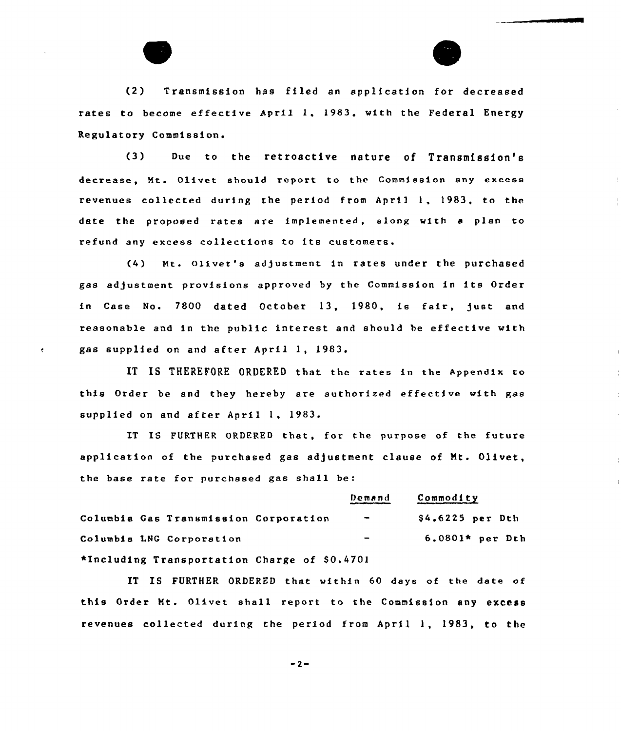(2) Transmission has filed an application for decreased rates to become effective April 1, 1983, with the Federal Energy Regulatory Commission.

(3) Due to the retroactive nature of Transmission's decrease, Mt. Olivet should report to the Commission any excess revenues collected during the period from April 1, 1983, to the date the proposed rates are implemented, along with a plan to refund any excess collections to its customers.

(4) Mt. Olivet's adjustment in rates under the purchased gas adjustment provisions approved by the Commission in its Order in Case No. 7800 dated October 13, 1980, is fair, just and reasonable and in the public interest and should be effective with gas supplied on and after April 1, 1983.

IT IS THEREFORE ORDERED that the rates in the Appendix to this Order be and they hereby are authorized effective with gas supplied on and after April 1, 1983.

IT IS FURTHER ORDERED that, for the purpose of the future application of the purchased gas adjustment clause of Mt. Olivet, the base rate for purchased gas shall be:

| | Demand | Commodity |
|---|---|---|
| Columbia Gas Transmission Corporation | - | $4.6225 per Dth |
| Columbia LNG Corporation | - | 6.0801* per Dth |

*Including Transportation Charge of $0.4701

IT IS FURTHER ORDERED that within 60 days of the date of this Order Mt. Olivet shall report to the Commission any excess revenues collected during the period from April 1, 1983, to the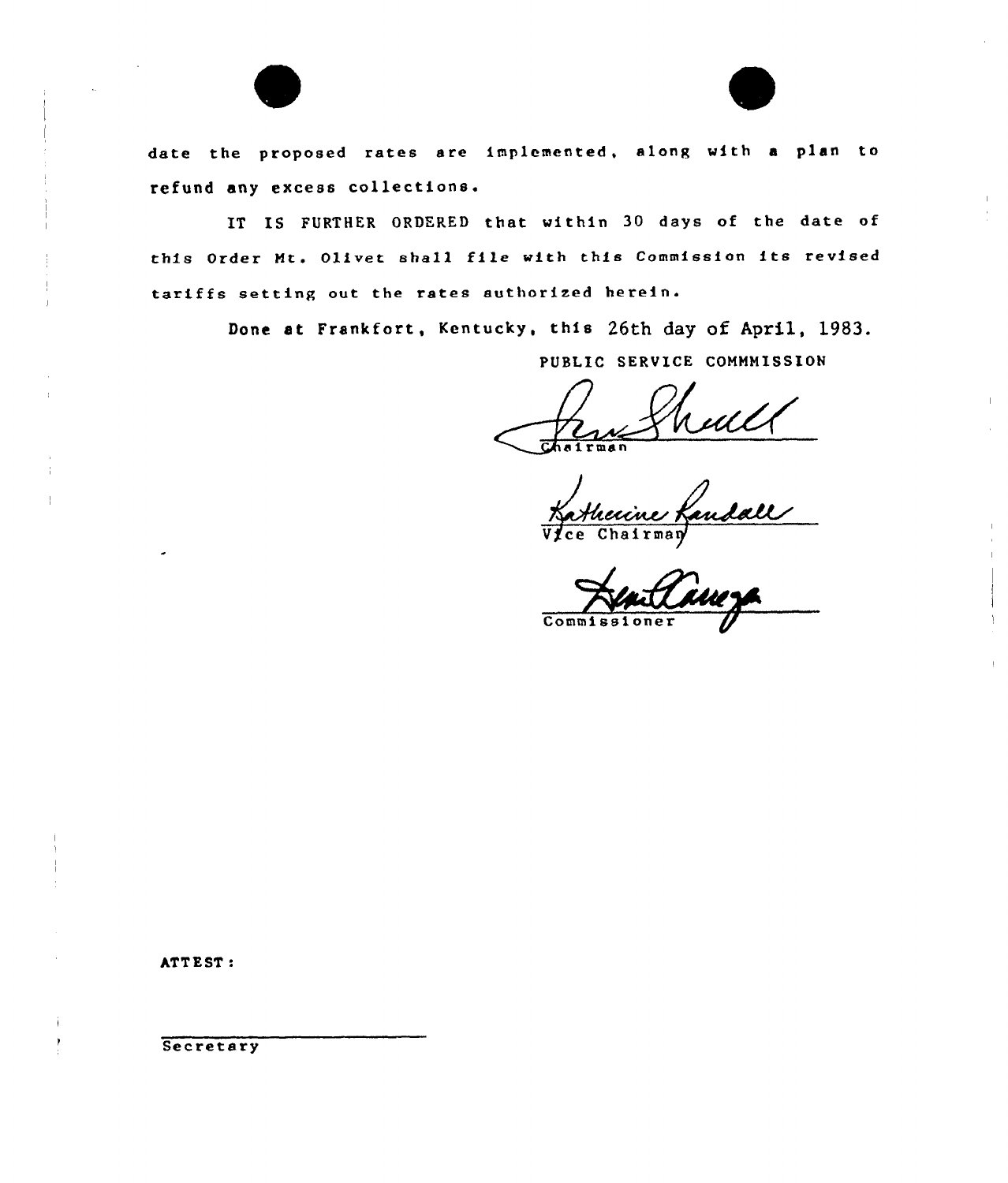date the proposed rates are implemented, along with a plan to refund any excess collections.

IT IS FURTHER ORDERED that within 30 days of the date of this Order Mt. Olivet shall file with this Commission its revised tariffs setting out the rates authorized herein.

Done at Frankfort, Kentucky, this 26th day of April, 1983.

PUBLIC SERVICE COMMMISSION

Chairman

Vice Chairman

Commissioner

ATTEST:

Secretary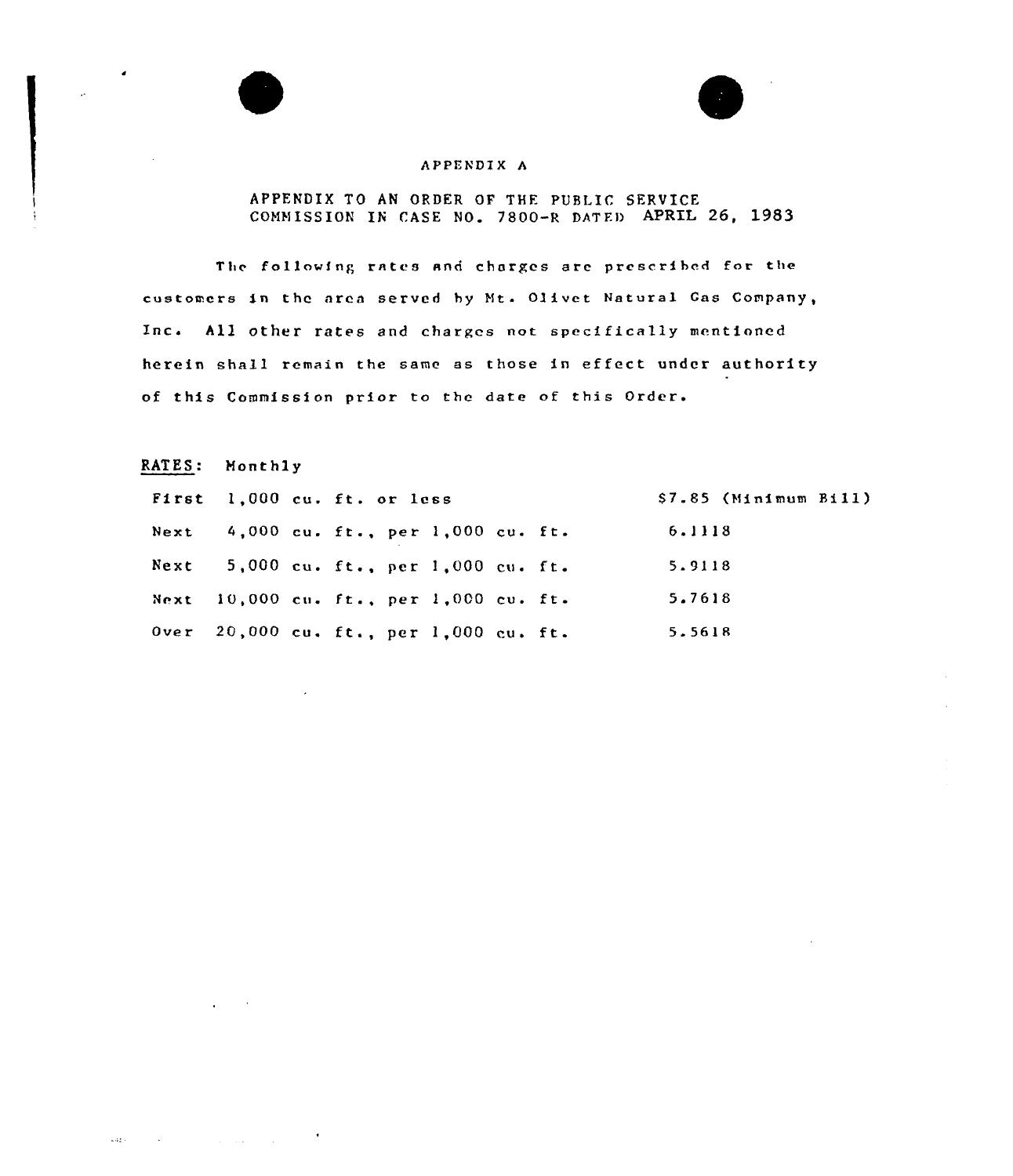# APPENDIX A

## APPENDIX TO AN ORDER OF THE PUBLIC SERVICE COMMISSION IN CASE NO. 7800-R DATED APRIL 26, 1983

The following rates and charges are prescribed for the customers in the area served by Mt. Olivet Natural Gas Company, Inc. All other rates and charges not specifically mentioned herein shall remain the same as those in effect under authority of this Commission prior to the date of this Order.

RATES: Monthly

| | | |
|---|---|---|
| First | 1,000 cu. ft. or less | $7.85 (Minimum Bill) |
| Next | 4,000 cu. ft., per 1,000 cu. ft. | 6.1118 |
| Next | 5,000 cu. ft., per 1,000 cu. ft. | 5.9118 |
| Next | 10,000 cu. ft., per 1,000 cu. ft. | 5.7618 |
| Over | 20,000 cu. ft., per 1,000 cu. ft. | 5.5618 |